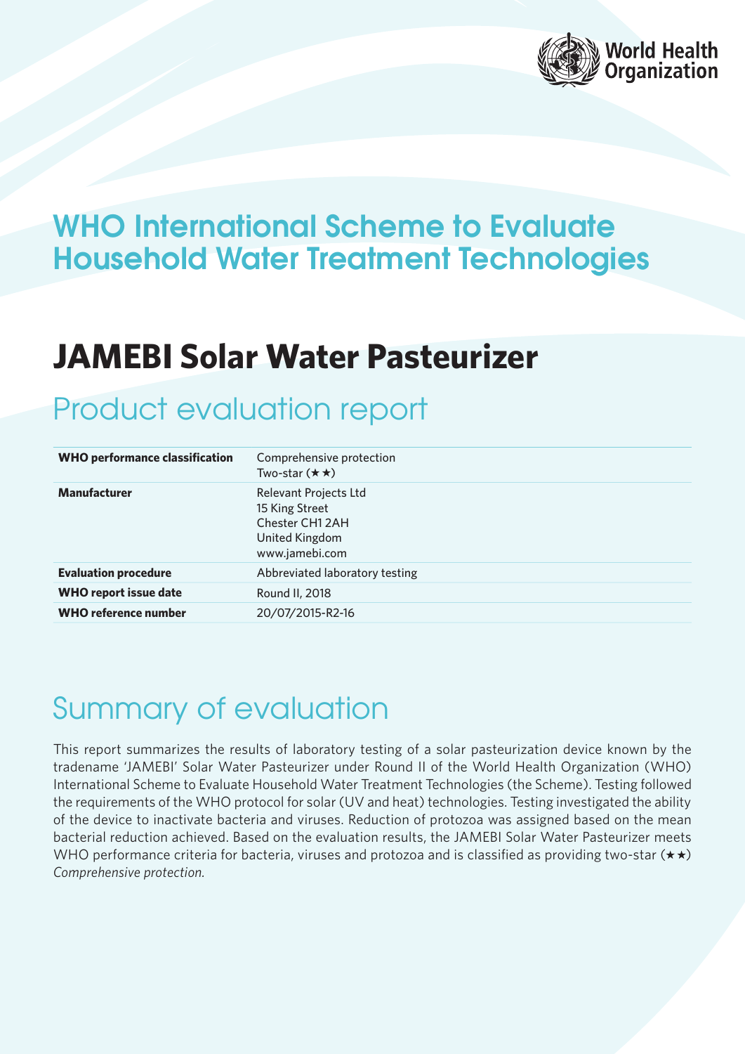World Health Organization

# WHO International Scheme to Evaluate Household Water Treatment Technologies

# JAMEBI Solar Water Pasteurizer

## Product evaluation report

| | |
|---|---|
| **WHO performance classification** | Comprehensive protection<br>Two-star (★★) |
| **Manufacturer** | Relevant Projects Ltd<br>15 King Street<br>Chester CH1 2AH<br>United Kingdom<br>www.jamebi.com |
| **Evaluation procedure** | Abbreviated laboratory testing |
| **WHO report issue date** | Round II, 2018 |
| **WHO reference number** | 20/07/2015-R2-16 |

## Summary of evaluation

This report summarizes the results of laboratory testing of a solar pasteurization device known by the tradename 'JAMEBI' Solar Water Pasteurizer under Round II of the World Health Organization (WHO) International Scheme to Evaluate Household Water Treatment Technologies (the Scheme). Testing followed the requirements of the WHO protocol for solar (UV and heat) technologies. Testing investigated the ability of the device to inactivate bacteria and viruses. Reduction of protozoa was assigned based on the mean bacterial reduction achieved. Based on the evaluation results, the JAMEBI Solar Water Pasteurizer meets WHO performance criteria for bacteria, viruses and protozoa and is classified as providing two-star (★★) *Comprehensive protection.*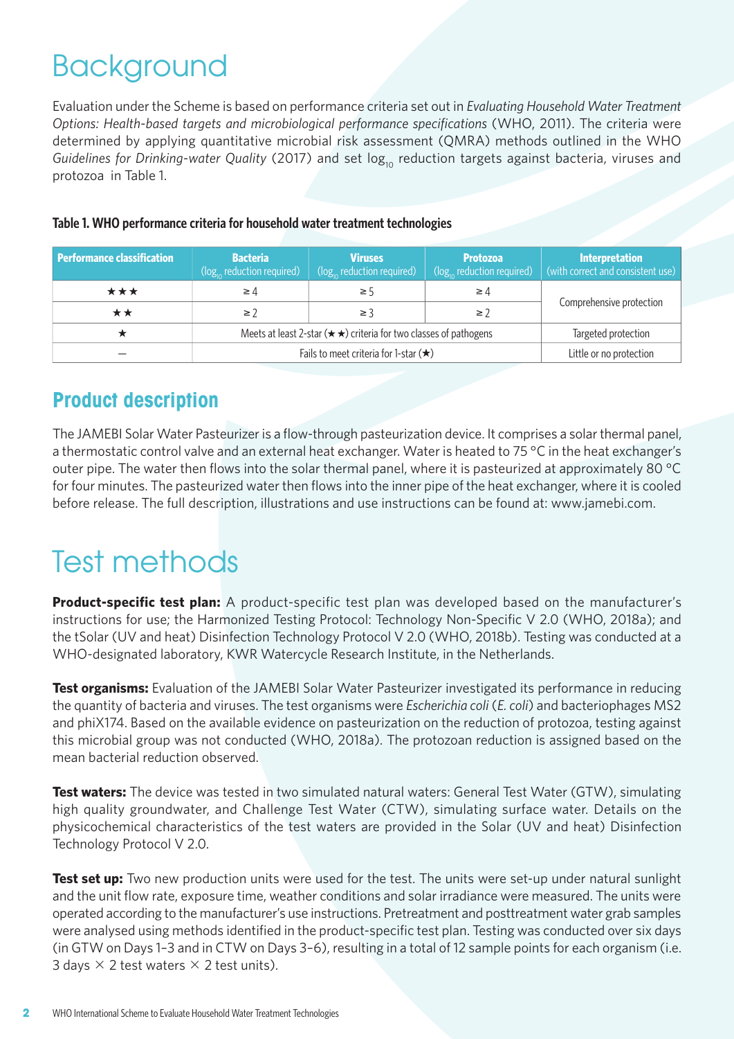# Background

Evaluation under the Scheme is based on performance criteria set out in *Evaluating Household Water Treatment Options: Health-based targets and microbiological performance specifications* (WHO, 2011). The criteria were determined by applying quantitative microbial risk assessment (QMRA) methods outlined in the WHO *Guidelines for Drinking-water Quality* (2017) and set $\log_{10}$ reduction targets against bacteria, viruses and protozoa in Table 1.

**Table 1. WHO performance criteria for household water treatment technologies**

| Performance classification | Bacteria ($\log_{10}$ reduction required) | Viruses ($\log_{10}$ reduction required) | Protozoa ($\log_{10}$ reduction required) | Interpretation (with correct and consistent use) |
|---|---|---|---|---|
| ★★★ | ≥ 4 | ≥ 5 | ≥ 4 | Comprehensive protection |
| ★★ | ≥ 2 | ≥ 3 | ≥ 2 | |
| ★ | Meets at least 2-star (★★) criteria for two classes of pathogens | | | Targeted protection |
| – | Fails to meet criteria for 1-star (★) | | | Little or no protection |

## Product description

The JAMEBI Solar Water Pasteurizer is a flow-through pasteurization device. It comprises a solar thermal panel, a thermostatic control valve and an external heat exchanger. Water is heated to 75 °C in the heat exchanger's outer pipe. The water then flows into the solar thermal panel, where it is pasteurized at approximately 80 °C for four minutes. The pasteurized water then flows into the inner pipe of the heat exchanger, where it is cooled before release. The full description, illustrations and use instructions can be found at: www.jamebi.com.

# Test methods

**Product-specific test plan:** A product-specific test plan was developed based on the manufacturer's instructions for use; the Harmonized Testing Protocol: Technology Non-Specific V 2.0 (WHO, 2018a); and the tSolar (UV and heat) Disinfection Technology Protocol V 2.0 (WHO, 2018b). Testing was conducted at a WHO-designated laboratory, KWR Watercycle Research Institute, in the Netherlands.

**Test organisms:** Evaluation of the JAMEBI Solar Water Pasteurizer investigated its performance in reducing the quantity of bacteria and viruses. The test organisms were *Escherichia coli* (*E. coli*) and bacteriophages MS2 and phiX174. Based on the available evidence on pasteurization on the reduction of protozoa, testing against this microbial group was not conducted (WHO, 2018a). The protozoan reduction is assigned based on the mean bacterial reduction observed.

**Test waters:** The device was tested in two simulated natural waters: General Test Water (GTW), simulating high quality groundwater, and Challenge Test Water (CTW), simulating surface water. Details on the physicochemical characteristics of the test waters are provided in the Solar (UV and heat) Disinfection Technology Protocol V 2.0.

**Test set up:** Two new production units were used for the test. The units were set-up under natural sunlight and the unit flow rate, exposure time, weather conditions and solar irradiance were measured. The units were operated according to the manufacturer's use instructions. Pretreatment and posttreatment water grab samples were analysed using methods identified in the product-specific test plan. Testing was conducted over six days (in GTW on Days 1–3 and in CTW on Days 3–6), resulting in a total of 12 sample points for each organism (i.e. 3 days × 2 test waters × 2 test units).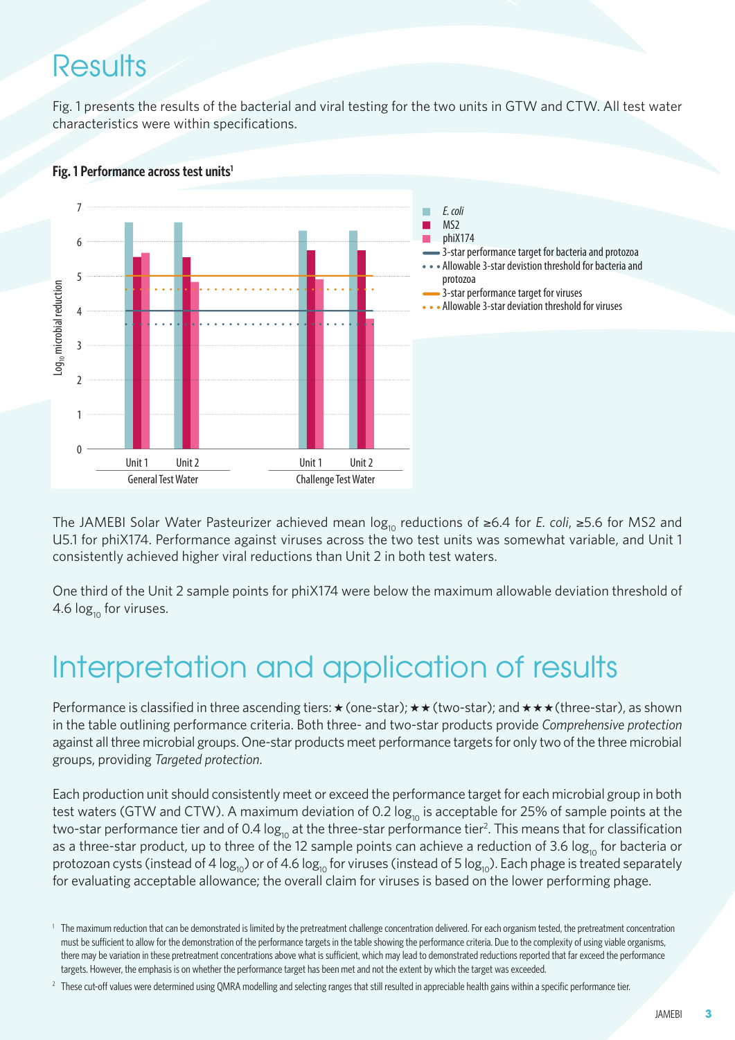# Results

Fig. 1 presents the results of the bacterial and viral testing for the two units in GTW and CTW. All test water characteristics were within specifications.

**Fig. 1 Performance across test units**[1]

The JAMEBI Solar Water Pasteurizer achieved mean $\log_{10}$ reductions of ≥6.4 for *E. coli*, ≥5.6 for MS2 and U5.1 for phiX174. Performance against viruses across the two test units was somewhat variable, and Unit 1 consistently achieved higher viral reductions than Unit 2 in both test waters.

One third of the Unit 2 sample points for phiX174 were below the maximum allowable deviation threshold of 4.6 $\log_{10}$ for viruses.

# Interpretation and application of results

Performance is classified in three ascending tiers: ★ (one-star); ★★ (two-star); and ★★★ (three-star), as shown in the table outlining performance criteria. Both three- and two-star products provide *Comprehensive protection* against all three microbial groups. One-star products meet performance targets for only two of the three microbial groups, providing *Targeted protection*.

Each production unit should consistently meet or exceed the performance target for each microbial group in both test waters (GTW and CTW). A maximum deviation of 0.2 $\log_{10}$ is acceptable for 25% of sample points at the two-star performance tier and of 0.4 $\log_{10}$ at the three-star performance tier[2]. This means that for classification as a three-star product, up to three of the 12 sample points can achieve a reduction of 3.6 $\log_{10}$ for bacteria or protozoan cysts (instead of 4 $\log_{10}$) or of 4.6 $\log_{10}$ for viruses (instead of 5 $\log_{10}$). Each phage is treated separately for evaluating acceptable allowance; the overall claim for viruses is based on the lower performing phage.

[1] The maximum reduction that can be demonstrated is limited by the pretreatment challenge concentration delivered. For each organism tested, the pretreatment concentration must be sufficient to allow for the demonstration of the performance targets in the table showing the performance criteria. Due to the complexity of using viable organisms, there may be variation in these pretreatment concentrations above what is sufficient, which may lead to demonstrated reductions reported that far exceed the performance targets. However, the emphasis is on whether the performance target has been met and not the extent by which the target was exceeded.

[2] These cut-off values were determined using QMRA modelling and selecting ranges that still resulted in appreciable health gains within a specific performance tier.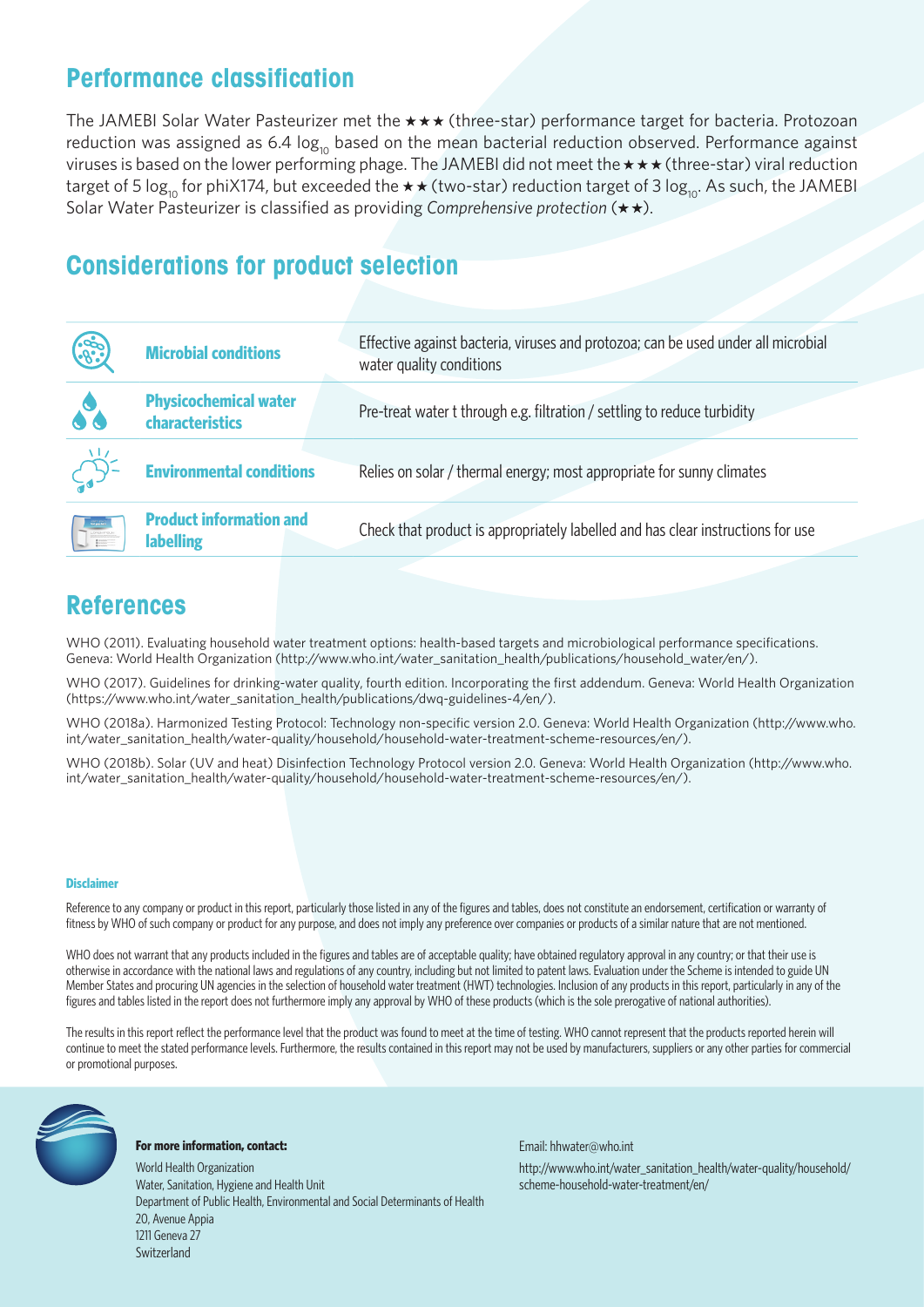## Performance classification

The JAMEBI Solar Water Pasteurizer met the ★★★ (three-star) performance target for bacteria. Protozoan reduction was assigned as 6.4 $log_{10}$ based on the mean bacterial reduction observed. Performance against viruses is based on the lower performing phage. The JAMEBI did not meet the ★★★ (three-star) viral reduction target of 5 $log_{10}$ for phiX174, but exceeded the ★★ (two-star) reduction target of 3 $log_{10}$. As such, the JAMEBI Solar Water Pasteurizer is classified as providing *Comprehensive protection* (★★).

## Considerations for product selection

| | |
|---|---|
| **Microbial conditions** | Effective against bacteria, viruses and protozoa; can be used under all microbial water quality conditions |
| **Physicochemical water characteristics** | Pre-treat water t through e.g. filtration / settling to reduce turbidity |
| **Environmental conditions** | Relies on solar / thermal energy; most appropriate for sunny climates |
| **Product information and labelling** | Check that product is appropriately labelled and has clear instructions for use |

## References

WHO (2011). Evaluating household water treatment options: health-based targets and microbiological performance specifications. Geneva: World Health Organization (http://www.who.int/water_sanitation_health/publications/household_water/en/).

WHO (2017). Guidelines for drinking-water quality, fourth edition. Incorporating the first addendum. Geneva: World Health Organization (https://www.who.int/water_sanitation_health/publications/dwq-guidelines-4/en/).

WHO (2018a). Harmonized Testing Protocol: Technology non-specific version 2.0. Geneva: World Health Organization (http://www.who.int/water_sanitation_health/water-quality/household/household-water-treatment-scheme-resources/en/).

WHO (2018b). Solar (UV and heat) Disinfection Technology Protocol version 2.0. Geneva: World Health Organization (http://www.who.int/water_sanitation_health/water-quality/household/household-water-treatment-scheme-resources/en/).

**Disclaimer**

Reference to any company or product in this report, particularly those listed in any of the figures and tables, does not constitute an endorsement, certification or warranty of fitness by WHO of such company or product for any purpose, and does not imply any preference over companies or products of a similar nature that are not mentioned.

WHO does not warrant that any products included in the figures and tables are of acceptable quality; have obtained regulatory approval in any country; or that their use is otherwise in accordance with the national laws and regulations of any country, including but not limited to patent laws. Evaluation under the Scheme is intended to guide UN Member States and procuring UN agencies in the selection of household water treatment (HWT) technologies. Inclusion of any products in this report, particularly in any of the figures and tables listed in the report does not furthermore imply any approval by WHO of these products (which is the sole prerogative of national authorities).

The results in this report reflect the performance level that the product was found to meet at the time of testing. WHO cannot represent that the products reported herein will continue to meet the stated performance levels. Furthermore, the results contained in this report may not be used by manufacturers, suppliers or any other parties for commercial or promotional purposes.

**For more information, contact:**

World Health Organization
Water, Sanitation, Hygiene and Health Unit
Department of Public Health, Environmental and Social Determinants of Health
20, Avenue Appia
1211 Geneva 27
Switzerland

Email: hhwater@who.int

http://www.who.int/water_sanitation_health/water-quality/household/scheme-household-water-treatment/en/